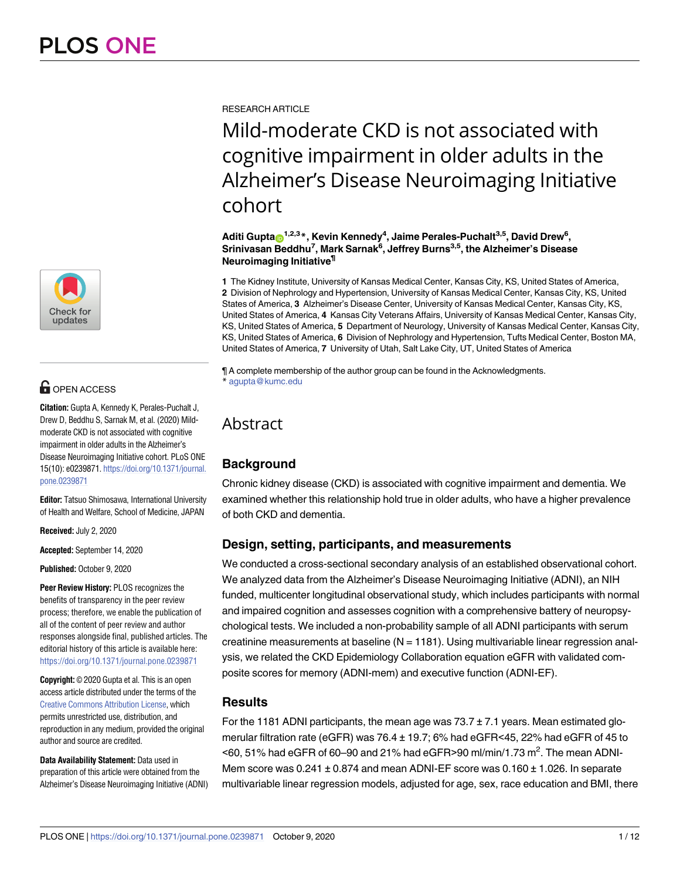RESEARCH ARTICLE

# Mild-moderate CKD is not associated with cognitive impairment in older adults in the Alzheimer's Disease Neuroimaging Initiative cohort

**Aditi Gupta**[1,2,3]*, **Kevin Kennedy**[4], **Jaime Perales-Puchalt**[3,5], **David Drew**[6], **Srinivasan Beddhu**[7], **Mark Sarnak**[6], **Jeffrey Burns**[3,5], **the Alzheimer's Disease Neuroimaging Initiative**[¶]

**1** The Kidney Institute, University of Kansas Medical Center, Kansas City, KS, United States of America, **2** Division of Nephrology and Hypertension, University of Kansas Medical Center, Kansas City, KS, United States of America, **3** Alzheimer's Disease Center, University of Kansas Medical Center, Kansas City, KS, United States of America, **4** Kansas City Veterans Affairs, University of Kansas Medical Center, Kansas City, KS, United States of America, **5** Department of Neurology, University of Kansas Medical Center, Kansas City, KS, United States of America, **6** Division of Nephrology and Hypertension, Tufts Medical Center, Boston MA, United States of America, **7** University of Utah, Salt Lake City, UT, United States of America

¶ A complete membership of the author group can be found in the Acknowledgments.
* agupta@kumc.edu

OPEN ACCESS

**Citation:** Gupta A, Kennedy K, Perales-Puchalt J, Drew D, Beddhu S, Sarnak M, et al. (2020) Mild-moderate CKD is not associated with cognitive impairment in older adults in the Alzheimer's Disease Neuroimaging Initiative cohort. PLoS ONE 15(10): e0239871. https://doi.org/10.1371/journal.pone.0239871

**Editor:** Tatsuo Shimosawa, International University of Health and Welfare, School of Medicine, JAPAN

**Received:** July 2, 2020

**Accepted:** September 14, 2020

**Published:** October 9, 2020

**Peer Review History:** PLOS recognizes the benefits of transparency in the peer review process; therefore, we enable the publication of all of the content of peer review and author responses alongside final, published articles. The editorial history of this article is available here: https://doi.org/10.1371/journal.pone.0239871

**Copyright:** © 2020 Gupta et al. This is an open access article distributed under the terms of the Creative Commons Attribution License, which permits unrestricted use, distribution, and reproduction in any medium, provided the original author and source are credited.

**Data Availability Statement:** Data used in preparation of this article were obtained from the Alzheimer's Disease Neuroimaging Initiative (ADNI)

## Abstract

### Background

Chronic kidney disease (CKD) is associated with cognitive impairment and dementia. We examined whether this relationship hold true in older adults, who have a higher prevalence of both CKD and dementia.

### Design, setting, participants, and measurements

We conducted a cross-sectional secondary analysis of an established observational cohort. We analyzed data from the Alzheimer's Disease Neuroimaging Initiative (ADNI), an NIH funded, multicenter longitudinal observational study, which includes participants with normal and impaired cognition and assesses cognition with a comprehensive battery of neuropsychological tests. We included a non-probability sample of all ADNI participants with serum creatinine measurements at baseline (N = 1181). Using multivariable linear regression analysis, we related the CKD Epidemiology Collaboration equation eGFR with validated composite scores for memory (ADNI-mem) and executive function (ADNI-EF).

### Results

For the 1181 ADNI participants, the mean age was 73.7 ± 7.1 years. Mean estimated glomerular filtration rate (eGFR) was 76.4 ± 19.7; 6% had eGFR<45, 22% had eGFR of 45 to <60, 51% had eGFR of 60–90 and 21% had eGFR>90 ml/min/1.73 m$^2$. The mean ADNI-Mem score was 0.241 ± 0.874 and mean ADNI-EF score was 0.160 ± 1.026. In separate multivariable linear regression models, adjusted for age, sex, race education and BMI, there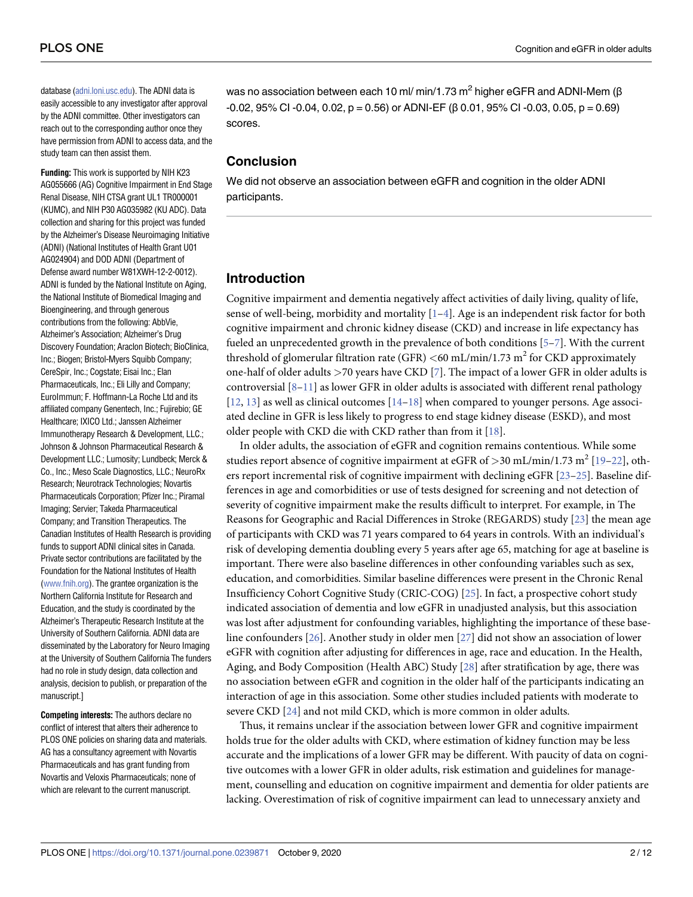database (adni.loni.usc.edu). The ADNI data is easily accessible to any investigator after approval by the ADNI committee. Other investigators can reach out to the corresponding author once they have permission from ADNI to access data, and the study team can then assist them.

**Funding:** This work is supported by NIH K23 AG055666 (AG) Cognitive Impairment in End Stage Renal Disease, NIH CTSA grant UL1 TR000001 (KUMC), and NIH P30 AG035982 (KU ADC). Data collection and sharing for this project was funded by the Alzheimer's Disease Neuroimaging Initiative (ADNI) (National Institutes of Health Grant U01 AG024904) and DOD ADNI (Department of Defense award number W81XWH-12-2-0012). ADNI is funded by the National Institute on Aging, the National Institute of Biomedical Imaging and Bioengineering, and through generous contributions from the following: AbbVie, Alzheimer's Association; Alzheimer's Drug Discovery Foundation; Araclon Biotech; BioClinica, Inc.; Biogen; Bristol-Myers Squibb Company; CereSpir, Inc.; Cogstate; Eisai Inc.; Elan Pharmaceuticals, Inc.; Eli Lilly and Company; EuroImmun; F. Hoffmann-La Roche Ltd and its affiliated company Genentech, Inc.; Fujirebio; GE Healthcare; IXICO Ltd.; Janssen Alzheimer Immunotherapy Research & Development, LLC.; Johnson & Johnson Pharmaceutical Research & Development LLC.; Lumosity; Lundbeck; Merck & Co., Inc.; Meso Scale Diagnostics, LLC.; NeuroRx Research; Neurotrack Technologies; Novartis Pharmaceuticals Corporation; Pfizer Inc.; Piramal Imaging; Servier; Takeda Pharmaceutical Company; and Transition Therapeutics. The Canadian Institutes of Health Research is providing funds to support ADNI clinical sites in Canada. Private sector contributions are facilitated by the Foundation for the National Institutes of Health (www.fnih.org). The grantee organization is the Northern California Institute for Research and Education, and the study is coordinated by the Alzheimer's Therapeutic Research Institute at the University of Southern California. ADNI data are disseminated by the Laboratory for Neuro Imaging at the University of Southern California The funders had no role in study design, data collection and analysis, decision to publish, or preparation of the manuscript.]

**Competing interests:** The authors declare no conflict of interest that alters their adherence to PLOS ONE policies on sharing data and materials. AG has a consultancy agreement with Novartis Pharmaceuticals and has grant funding from Novartis and Veloxis Pharmaceuticals; none of which are relevant to the current manuscript.

was no association between each 10 ml/ min/1.73 $m^2$ higher eGFR and ADNI-Mem (β -0.02, 95% CI -0.04, 0.02, p = 0.56) or ADNI-EF (β 0.01, 95% CI -0.03, 0.05, p = 0.69) scores.

## Conclusion

We did not observe an association between eGFR and cognition in the older ADNI participants.

## Introduction

Cognitive impairment and dementia negatively affect activities of daily living, quality of life, sense of well-being, morbidity and mortality [1–4]. Age is an independent risk factor for both cognitive impairment and chronic kidney disease (CKD) and increase in life expectancy has fueled an unprecedented growth in the prevalence of both conditions [5–7]. With the current threshold of glomerular filtration rate (GFR) <60 mL/min/1.73 $m^2$ for CKD approximately one-half of older adults >70 years have CKD [7]. The impact of a lower GFR in older adults is controversial [8–11] as lower GFR in older adults is associated with different renal pathology [12, 13] as well as clinical outcomes [14–18] when compared to younger persons. Age associated decline in GFR is less likely to progress to end stage kidney disease (ESKD), and most older people with CKD die with CKD rather than from it [18].

In older adults, the association of eGFR and cognition remains contentious. While some studies report absence of cognitive impairment at eGFR of >30 mL/min/1.73 $m^2$ [19–22], others report incremental risk of cognitive impairment with declining eGFR [23–25]. Baseline differences in age and comorbidities or use of tests designed for screening and not detection of severity of cognitive impairment make the results difficult to interpret. For example, in The Reasons for Geographic and Racial Differences in Stroke (REGARDS) study [23] the mean age of participants with CKD was 71 years compared to 64 years in controls. With an individual's risk of developing dementia doubling every 5 years after age 65, matching for age at baseline is important. There were also baseline differences in other confounding variables such as sex, education, and comorbidities. Similar baseline differences were present in the Chronic Renal Insufficiency Cohort Cognitive Study (CRIC-COG) [25]. In fact, a prospective cohort study indicated association of dementia and low eGFR in unadjusted analysis, but this association was lost after adjustment for confounding variables, highlighting the importance of these baseline confounders [26]. Another study in older men [27] did not show an association of lower eGFR with cognition after adjusting for differences in age, race and education. In the Health, Aging, and Body Composition (Health ABC) Study [28] after stratification by age, there was no association between eGFR and cognition in the older half of the participants indicating an interaction of age in this association. Some other studies included patients with moderate to severe CKD [24] and not mild CKD, which is more common in older adults.

Thus, it remains unclear if the association between lower GFR and cognitive impairment holds true for the older adults with CKD, where estimation of kidney function may be less accurate and the implications of a lower GFR may be different. With paucity of data on cognitive outcomes with a lower GFR in older adults, risk estimation and guidelines for management, counselling and education on cognitive impairment and dementia for older patients are lacking. Overestimation of risk of cognitive impairment can lead to unnecessary anxiety and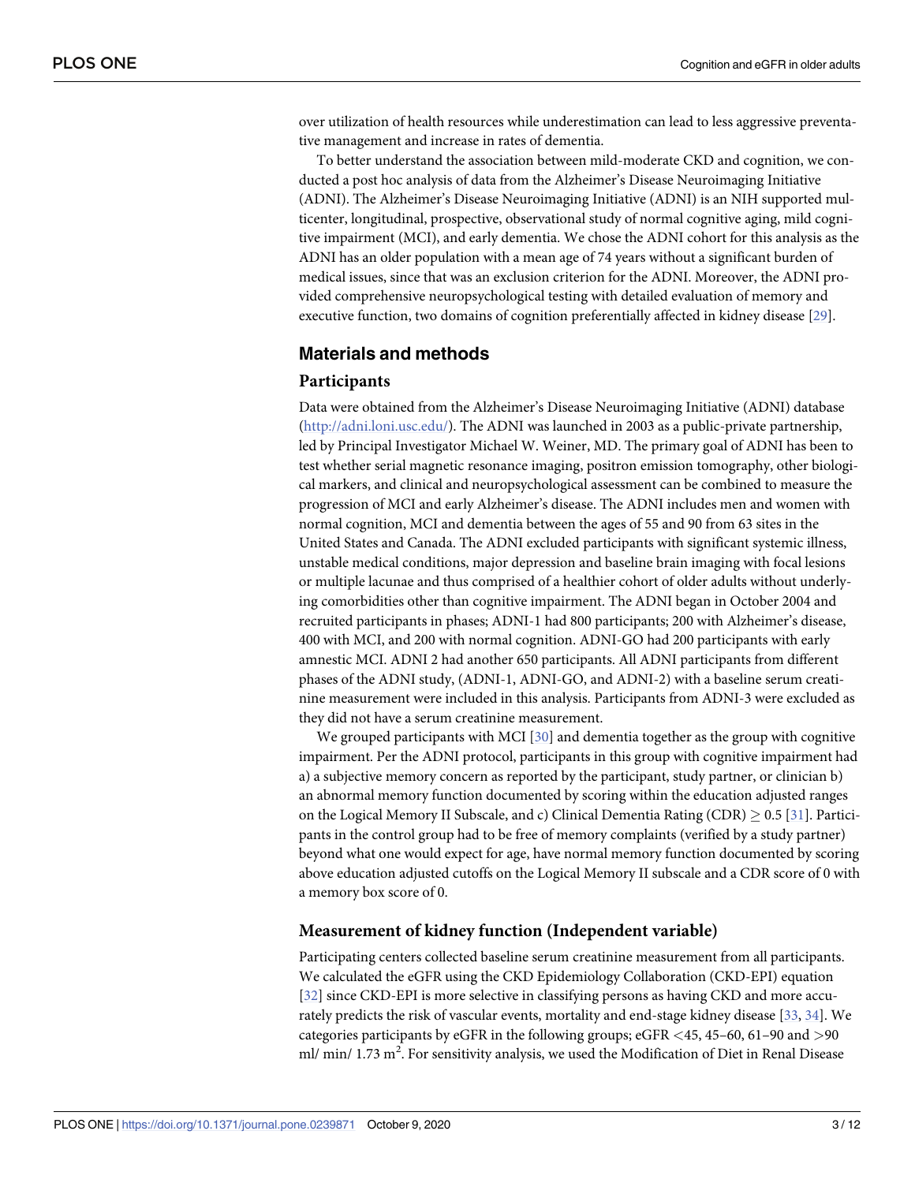over utilization of health resources while underestimation can lead to less aggressive preventative management and increase in rates of dementia.

To better understand the association between mild-moderate CKD and cognition, we conducted a post hoc analysis of data from the Alzheimer's Disease Neuroimaging Initiative (ADNI). The Alzheimer's Disease Neuroimaging Initiative (ADNI) is an NIH supported multicenter, longitudinal, prospective, observational study of normal cognitive aging, mild cognitive impairment (MCI), and early dementia. We chose the ADNI cohort for this analysis as the ADNI has an older population with a mean age of 74 years without a significant burden of medical issues, since that was an exclusion criterion for the ADNI. Moreover, the ADNI provided comprehensive neuropsychological testing with detailed evaluation of memory and executive function, two domains of cognition preferentially affected in kidney disease [29].

## Materials and methods

### Participants

Data were obtained from the Alzheimer's Disease Neuroimaging Initiative (ADNI) database (http://adni.loni.usc.edu/). The ADNI was launched in 2003 as a public-private partnership, led by Principal Investigator Michael W. Weiner, MD. The primary goal of ADNI has been to test whether serial magnetic resonance imaging, positron emission tomography, other biological markers, and clinical and neuropsychological assessment can be combined to measure the progression of MCI and early Alzheimer's disease. The ADNI includes men and women with normal cognition, MCI and dementia between the ages of 55 and 90 from 63 sites in the United States and Canada. The ADNI excluded participants with significant systemic illness, unstable medical conditions, major depression and baseline brain imaging with focal lesions or multiple lacunae and thus comprised of a healthier cohort of older adults without underlying comorbidities other than cognitive impairment. The ADNI began in October 2004 and recruited participants in phases; ADNI-1 had 800 participants; 200 with Alzheimer's disease, 400 with MCI, and 200 with normal cognition. ADNI-GO had 200 participants with early amnestic MCI. ADNI 2 had another 650 participants. All ADNI participants from different phases of the ADNI study, (ADNI-1, ADNI-GO, and ADNI-2) with a baseline serum creatinine measurement were included in this analysis. Participants from ADNI-3 were excluded as they did not have a serum creatinine measurement.

We grouped participants with MCI [30] and dementia together as the group with cognitive impairment. Per the ADNI protocol, participants in this group with cognitive impairment had a) a subjective memory concern as reported by the participant, study partner, or clinician b) an abnormal memory function documented by scoring within the education adjusted ranges on the Logical Memory II Subscale, and c) Clinical Dementia Rating (CDR) $\geq 0.5$ [31]. Participants in the control group had to be free of memory complaints (verified by a study partner) beyond what one would expect for age, have normal memory function documented by scoring above education adjusted cutoffs on the Logical Memory II subscale and a CDR score of 0 with a memory box score of 0.

### Measurement of kidney function (Independent variable)

Participating centers collected baseline serum creatinine measurement from all participants. We calculated the eGFR using the CKD Epidemiology Collaboration (CKD-EPI) equation [32] since CKD-EPI is more selective in classifying persons as having CKD and more accurately predicts the risk of vascular events, mortality and end-stage kidney disease [33, 34]. We categories participants by eGFR in the following groups; eGFR $<45$, 45–60, 61–90 and $>90$ ml/ min/ 1.73 $m^2$. For sensitivity analysis, we used the Modification of Diet in Renal Disease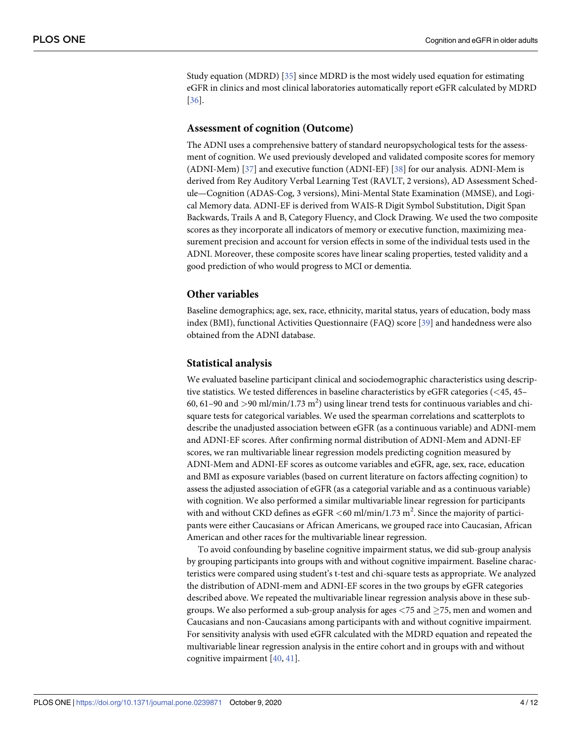Study equation (MDRD) [35] since MDRD is the most widely used equation for estimating eGFR in clinics and most clinical laboratories automatically report eGFR calculated by MDRD [36].

### Assessment of cognition (Outcome)

The ADNI uses a comprehensive battery of standard neuropsychological tests for the assessment of cognition. We used previously developed and validated composite scores for memory (ADNI-Mem) [37] and executive function (ADNI-EF) [38] for our analysis. ADNI-Mem is derived from Rey Auditory Verbal Learning Test (RAVLT, 2 versions), AD Assessment Schedule—Cognition (ADAS-Cog, 3 versions), Mini-Mental State Examination (MMSE), and Logical Memory data. ADNI-EF is derived from WAIS-R Digit Symbol Substitution, Digit Span Backwards, Trails A and B, Category Fluency, and Clock Drawing. We used the two composite scores as they incorporate all indicators of memory or executive function, maximizing measurement precision and account for version effects in some of the individual tests used in the ADNI. Moreover, these composite scores have linear scaling properties, tested validity and a good prediction of who would progress to MCI or dementia.

### Other variables

Baseline demographics; age, sex, race, ethnicity, marital status, years of education, body mass index (BMI), functional Activities Questionnaire (FAQ) score [39] and handedness were also obtained from the ADNI database.

### Statistical analysis

We evaluated baseline participant clinical and sociodemographic characteristics using descriptive statistics. We tested differences in baseline characteristics by eGFR categories (<45, 45–60, 61–90 and >90 ml/min/1.73 $m^2$) using linear trend tests for continuous variables and chi-square tests for categorical variables. We used the spearman correlations and scatterplots to describe the unadjusted association between eGFR (as a continuous variable) and ADNI-mem and ADNI-EF scores. After confirming normal distribution of ADNI-Mem and ADNI-EF scores, we ran multivariable linear regression models predicting cognition measured by ADNI-Mem and ADNI-EF scores as outcome variables and eGFR, age, sex, race, education and BMI as exposure variables (based on current literature on factors affecting cognition) to assess the adjusted association of eGFR (as a categorial variable and as a continuous variable) with cognition. We also performed a similar multivariable linear regression for participants with and without CKD defines as eGFR <60 ml/min/1.73 $m^2$. Since the majority of participants were either Caucasians or African Americans, we grouped race into Caucasian, African American and other races for the multivariable linear regression.

To avoid confounding by baseline cognitive impairment status, we did sub-group analysis by grouping participants into groups with and without cognitive impairment. Baseline characteristics were compared using student's t-test and chi-square tests as appropriate. We analyzed the distribution of ADNI-mem and ADNI-EF scores in the two groups by eGFR categories described above. We repeated the multivariable linear regression analysis above in these sub-groups. We also performed a sub-group analysis for ages <75 and ≥75, men and women and Caucasians and non-Caucasians among participants with and without cognitive impairment. For sensitivity analysis with used eGFR calculated with the MDRD equation and repeated the multivariable linear regression analysis in the entire cohort and in groups with and without cognitive impairment [40, 41].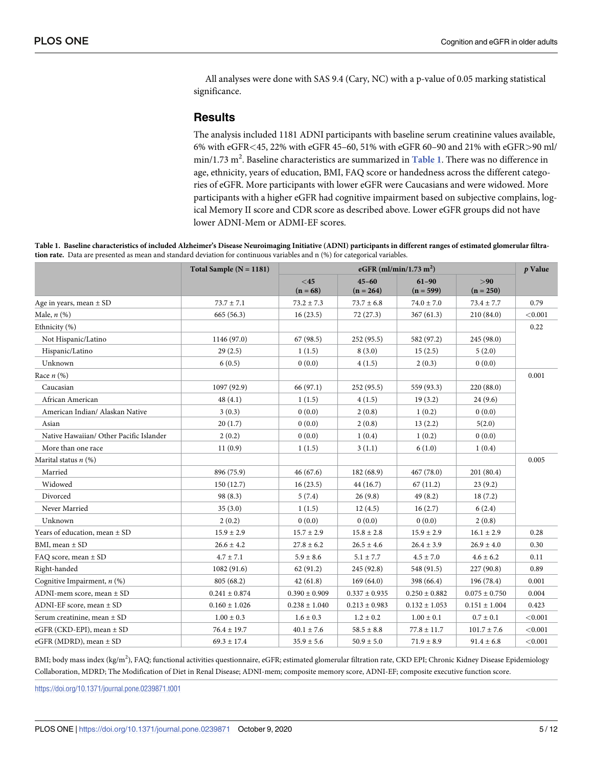All analyses were done with SAS 9.4 (Cary, NC) with a p-value of 0.05 marking statistical significance.

## Results

The analysis included 1181 ADNI participants with baseline serum creatinine values available, 6% with eGFR<45, 22% with eGFR 45–60, 51% with eGFR 60–90 and 21% with eGFR>90 ml/min/1.73 $m^2$. Baseline characteristics are summarized in **Table 1**. There was no difference in age, ethnicity, years of education, BMI, FAQ score or handedness across the different categories of eGFR. More participants with lower eGFR were Caucasians and were widowed. More participants with a higher eGFR had cognitive impairment based on subjective complains, logical Memory II score and CDR score as described above. Lower eGFR groups did not have lower ADNI-Mem or ADMI-EF scores.

**Table 1. Baseline characteristics of included Alzheimer's Disease Neuroimaging Initiative (ADNI) participants in different ranges of estimated glomerular filtration rate.** Data are presented as mean and standard deviation for continuous variables and n (%) for categorical variables.

| | Total Sample (N = 1181) | eGFR (ml/min/1.73 $m^2$) | | | | *p* Value |
|---|---|---|---|---|---|---|
| | | <45 (n = 68) | 45–60 (n = 264) | 61–90 (n = 599) | >90 (n = 250) | |
| Age in years, mean ± SD | 73.7 ± 7.1 | 73.2 ± 7.3 | 73.7 ± 6.8 | 74.0 ± 7.0 | 73.4 ± 7.7 | 0.79 |
| Male, *n* (%) | 665 (56.3) | 16 (23.5) | 72 (27.3) | 367 (61.3) | 210 (84.0) | <0.001 |
| Ethnicity (%) | | | | | | 0.22 |
| Not Hispanic/Latino | 1146 (97.0) | 67 (98.5) | 252 (95.5) | 582 (97.2) | 245 (98.0) | |
| Hispanic/Latino | 29 (2.5) | 1 (1.5) | 8 (3.0) | 15 (2.5) | 5 (2.0) | |
| Unknown | 6 (0.5) | 0 (0.0) | 4 (1.5) | 2 (0.3) | 0 (0.0) | |
| Race *n* (%) | | | | | | 0.001 |
| Caucasian | 1097 (92.9) | 66 (97.1) | 252 (95.5) | 559 (93.3) | 220 (88.0) | |
| African American | 48 (4.1) | 1 (1.5) | 4 (1.5) | 19 (3.2) | 24 (9.6) | |
| American Indian/ Alaskan Native | 3 (0.3) | 0 (0.0) | 2 (0.8) | 1 (0.2) | 0 (0.0) | |
| Asian | 20 (1.7) | 0 (0.0) | 2 (0.8) | 13 (2.2) | 5(2.0) | |
| Native Hawaiian/ Other Pacific Islander | 2 (0.2) | 0 (0.0) | 1 (0.4) | 1 (0.2) | 0 (0.0) | |
| More than one race | 11 (0.9) | 1 (1.5) | 3 (1.1) | 6 (1.0) | 1 (0.4) | |
| Marital status *n* (%) | | | | | | 0.005 |
| Married | 896 (75.9) | 46 (67.6) | 182 (68.9) | 467 (78.0) | 201 (80.4) | |
| Widowed | 150 (12.7) | 16 (23.5) | 44 (16.7) | 67 (11.2) | 23 (9.2) | |
| Divorced | 98 (8.3) | 5 (7.4) | 26 (9.8) | 49 (8.2) | 18 (7.2) | |
| Never Married | 35 (3.0) | 1 (1.5) | 12 (4.5) | 16 (2.7) | 6 (2.4) | |
| Unknown | 2 (0.2) | 0 (0.0) | 0 (0.0) | 0 (0.0) | 2 (0.8) | |
| Years of education, mean ± SD | 15.9 ± 2.9 | 15.7 ± 2.9 | 15.8 ± 2.8 | 15.9 ± 2.9 | 16.1 ± 2.9 | 0.28 |
| BMI, mean ± SD | 26.6 ± 4.2 | 27.8 ± 6.2 | 26.5 ± 4.6 | 26.4 ± 3.9 | 26.9 ± 4.0 | 0.30 |
| FAQ score, mean ± SD | 4.7 ± 7.1 | 5.9 ± 8.6 | 5.1 ± 7.7 | 4.5 ± 7.0 | 4.6 ± 6.2 | 0.11 |
| Right-handed | 1082 (91.6) | 62 (91.2) | 245 (92.8) | 548 (91.5) | 227 (90.8) | 0.89 |
| Cognitive Impairment, *n* (%) | 805 (68.2) | 42 (61.8) | 169 (64.0) | 398 (66.4) | 196 (78.4) | 0.001 |
| ADNI-mem score, mean ± SD | 0.241 ± 0.874 | 0.390 ± 0.909 | 0.337 ± 0.935 | 0.250 ± 0.882 | 0.075 ± 0.750 | 0.004 |
| ADNI-EF score, mean ± SD | 0.160 ± 1.026 | 0.238 ± 1.040 | 0.213 ± 0.983 | 0.132 ± 1.053 | 0.151 ± 1.004 | 0.423 |
| Serum creatinine, mean ± SD | 1.00 ± 0.3 | 1.6 ± 0.3 | 1.2 ± 0.2 | 1.00 ± 0.1 | 0.7 ± 0.1 | <0.001 |
| eGFR (CKD-EPI), mean ± SD | 76.4 ± 19.7 | 40.1 ± 7.6 | 58.5 ± 8.8 | 77.8 ± 11.7 | 101.7 ± 7.6 | <0.001 |
| eGFR (MDRD), mean ± SD | 69.3 ± 17.4 | 35.9 ± 5.6 | 50.9 ± 5.0 | 71.9 ± 8.9 | 91.4 ± 6.8 | <0.001 |

BMI; body mass index (kg/$m^2$), FAQ; functional activities questionnaire, eGFR; estimated glomerular filtration rate, CKD EPI; Chronic Kidney Disease Epidemiology Collaboration, MDRD; The Modification of Diet in Renal Disease; ADNI-mem; composite memory score, ADNI-EF; composite executive function score.

https://doi.org/10.1371/journal.pone.0239871.t001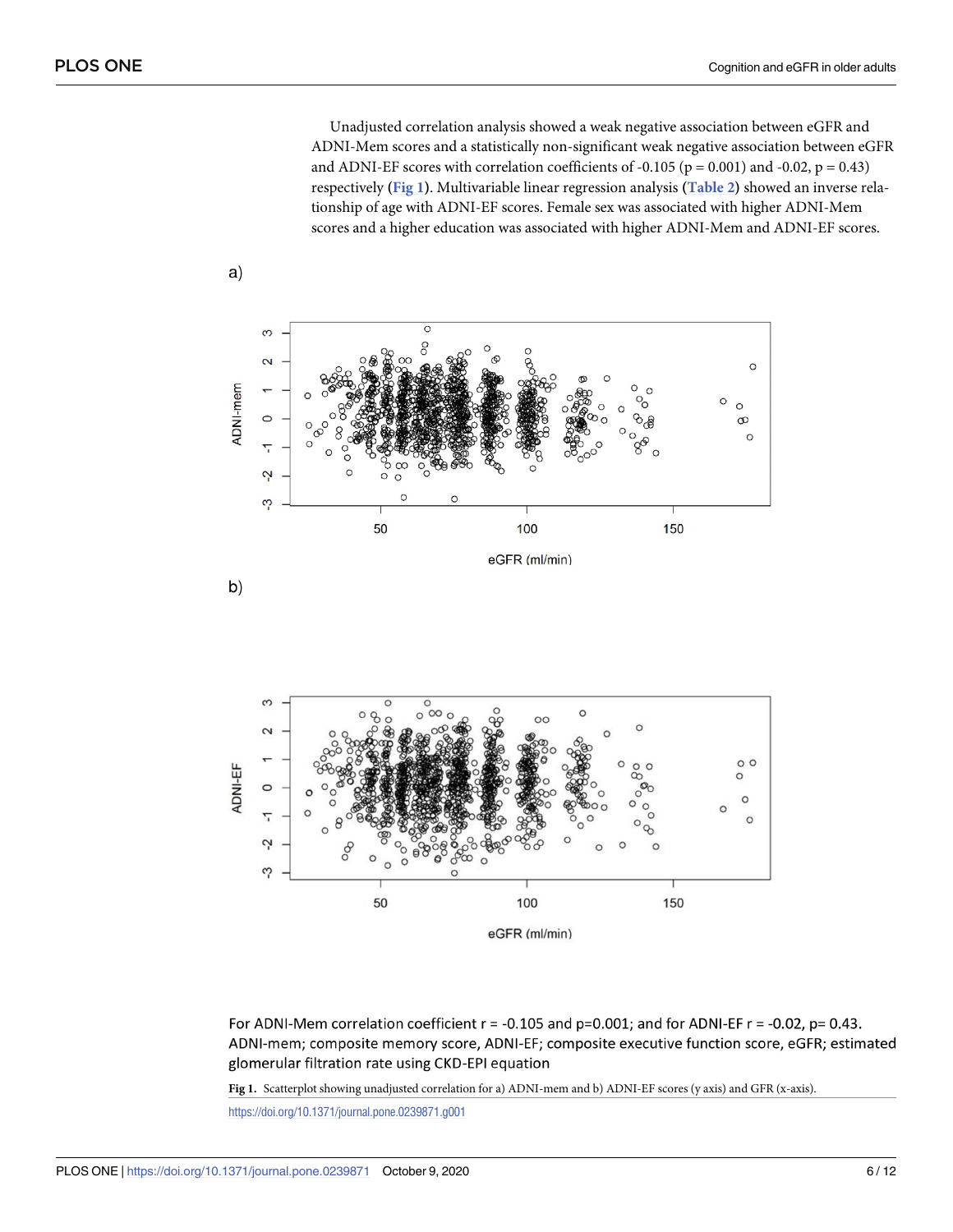Unadjusted correlation analysis showed a weak negative association between eGFR and ADNI-Mem scores and a statistically non-significant weak negative association between eGFR and ADNI-EF scores with correlation coefficients of -0.105 ($p = 0.001$) and -0.02, $p = 0.43$) respectively (**Fig 1**). Multivariable linear regression analysis (**Table 2**) showed an inverse relationship of age with ADNI-EF scores. Female sex was associated with higher ADNI-Mem scores and a higher education was associated with higher ADNI-Mem and ADNI-EF scores.

a)

b)

For ADNI-Mem correlation coefficient $r = -0.105$ and $p=0.001$; and for ADNI-EF $r = -0.02$, $p= 0.43$. ADNI-mem; composite memory score, ADNI-EF; composite executive function score, eGFR; estimated glomerular filtration rate using CKD-EPI equation

**Fig 1.** Scatterplot showing unadjusted correlation for a) ADNI-mem and b) ADNI-EF scores (y axis) and GFR (x-axis).

https://doi.org/10.1371/journal.pone.0239871.g001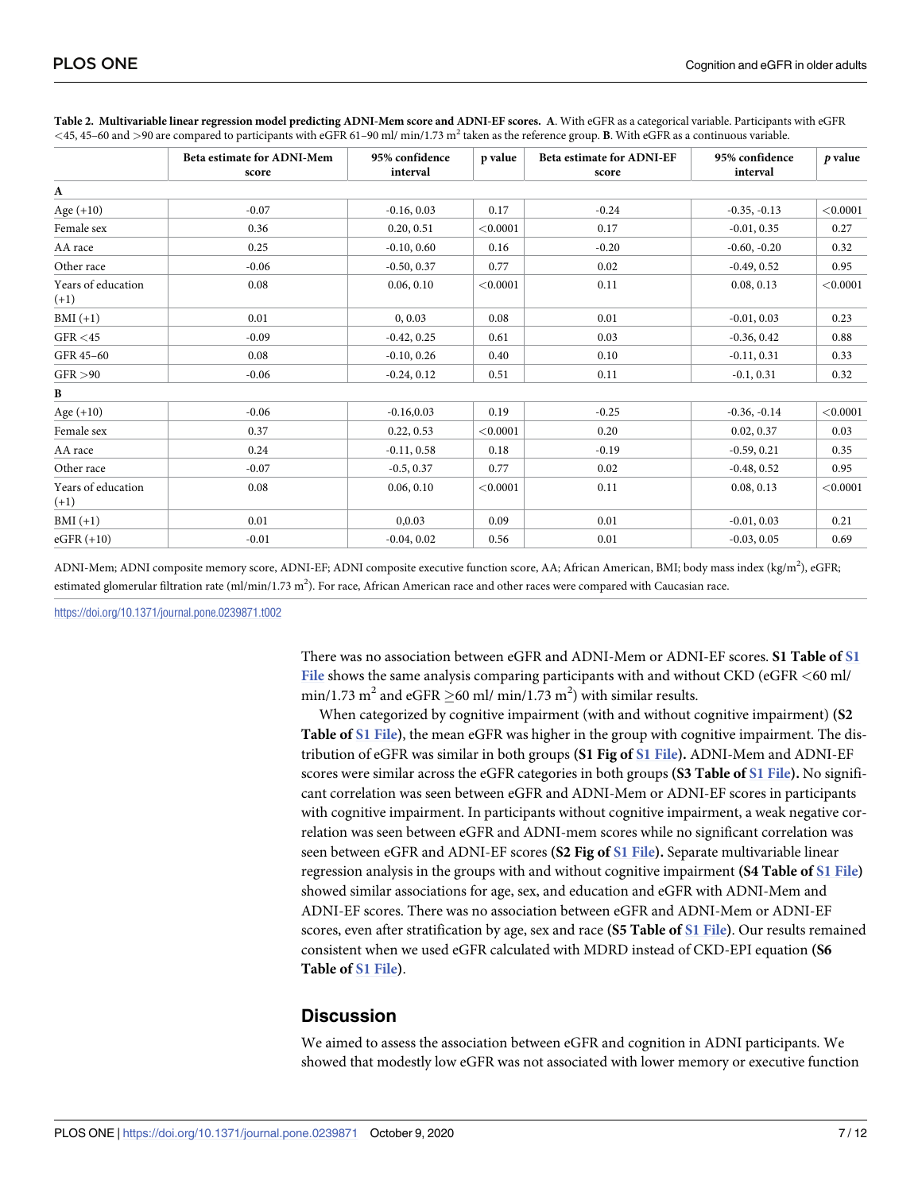**Table 2. Multivariable linear regression model predicting ADNI-Mem score and ADNI-EF scores.** **A**. With eGFR as a categorical variable. Participants with eGFR <45, 45–60 and >90 are compared to participants with eGFR 61–90 ml/ min/1.73 $m^2$ taken as the reference group. **B**. With eGFR as a continuous variable.

| | Beta estimate for ADNI-Mem score | 95% confidence interval | p value | Beta estimate for ADNI-EF score | 95% confidence interval | *p* value |
|---|---|---|---|---|---|---|
| **A** | | | | | | |
| Age (+10) | -0.07 | -0.16, 0.03 | 0.17 | -0.24 | -0.35, -0.13 | <0.0001 |
| Female sex | 0.36 | 0.20, 0.51 | <0.0001 | 0.17 | -0.01, 0.35 | 0.27 |
| AA race | 0.25 | -0.10, 0.60 | 0.16 | -0.20 | -0.60, -0.20 | 0.32 |
| Other race | -0.06 | -0.50, 0.37 | 0.77 | 0.02 | -0.49, 0.52 | 0.95 |
| Years of education (+1) | 0.08 | 0.06, 0.10 | <0.0001 | 0.11 | 0.08, 0.13 | <0.0001 |
| BMI (+1) | 0.01 | 0, 0.03 | 0.08 | 0.01 | -0.01, 0.03 | 0.23 |
| GFR <45 | -0.09 | -0.42, 0.25 | 0.61 | 0.03 | -0.36, 0.42 | 0.88 |
| GFR 45–60 | 0.08 | -0.10, 0.26 | 0.40 | 0.10 | -0.11, 0.31 | 0.33 |
| GFR >90 | -0.06 | -0.24, 0.12 | 0.51 | 0.11 | -0.1, 0.31 | 0.32 |
| **B** | | | | | | |
| Age (+10) | -0.06 | -0.16,0.03 | 0.19 | -0.25 | -0.36, -0.14 | <0.0001 |
| Female sex | 0.37 | 0.22, 0.53 | <0.0001 | 0.20 | 0.02, 0.37 | 0.03 |
| AA race | 0.24 | -0.11, 0.58 | 0.18 | -0.19 | -0.59, 0.21 | 0.35 |
| Other race | -0.07 | -0.5, 0.37 | 0.77 | 0.02 | -0.48, 0.52 | 0.95 |
| Years of education (+1) | 0.08 | 0.06, 0.10 | <0.0001 | 0.11 | 0.08, 0.13 | <0.0001 |
| BMI (+1) | 0.01 | 0,0.03 | 0.09 | 0.01 | -0.01, 0.03 | 0.21 |
| eGFR (+10) | -0.01 | -0.04, 0.02 | 0.56 | 0.01 | -0.03, 0.05 | 0.69 |

ADNI-Mem; ADNI composite memory score, ADNI-EF; ADNI composite executive function score, AA; African American, BMI; body mass index (kg/$m^2$), eGFR; estimated glomerular filtration rate (ml/min/1.73 $m^2$). For race, African American race and other races were compared with Caucasian race.

https://doi.org/10.1371/journal.pone.0239871.t002

There was no association between eGFR and ADNI-Mem or ADNI-EF scores. **S1 Table of S1 File** shows the same analysis comparing participants with and without CKD (eGFR <60 ml/ min/1.73 $m^2$ and eGFR ≥60 ml/ min/1.73 $m^2$) with similar results.

When categorized by cognitive impairment (with and without cognitive impairment) **(S2 Table of S1 File)**, the mean eGFR was higher in the group with cognitive impairment. The distribution of eGFR was similar in both groups **(S1 Fig of S1 File).** ADNI-Mem and ADNI-EF scores were similar across the eGFR categories in both groups **(S3 Table of S1 File).** No significant correlation was seen between eGFR and ADNI-Mem or ADNI-EF scores in participants with cognitive impairment. In participants without cognitive impairment, a weak negative correlation was seen between eGFR and ADNI-mem scores while no significant correlation was seen between eGFR and ADNI-EF scores **(S2 Fig of S1 File).** Separate multivariable linear regression analysis in the groups with and without cognitive impairment **(S4 Table of S1 File)** showed similar associations for age, sex, and education and eGFR with ADNI-Mem and ADNI-EF scores. There was no association between eGFR and ADNI-Mem or ADNI-EF scores, even after stratification by age, sex and race **(S5 Table of S1 File)**. Our results remained consistent when we used eGFR calculated with MDRD instead of CKD-EPI equation **(S6 Table of S1 File)**.

## Discussion

We aimed to assess the association between eGFR and cognition in ADNI participants. We showed that modestly low eGFR was not associated with lower memory or executive function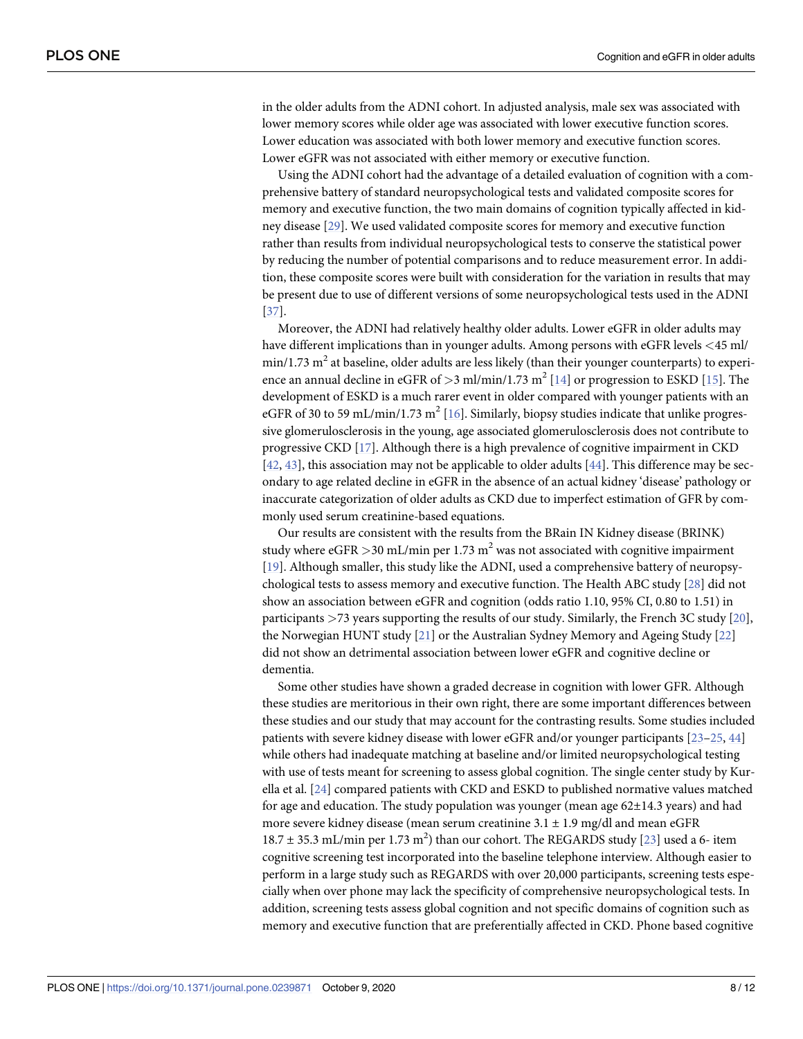in the older adults from the ADNI cohort. In adjusted analysis, male sex was associated with lower memory scores while older age was associated with lower executive function scores. Lower education was associated with both lower memory and executive function scores. Lower eGFR was not associated with either memory or executive function.

Using the ADNI cohort had the advantage of a detailed evaluation of cognition with a comprehensive battery of standard neuropsychological tests and validated composite scores for memory and executive function, the two main domains of cognition typically affected in kidney disease [29]. We used validated composite scores for memory and executive function rather than results from individual neuropsychological tests to conserve the statistical power by reducing the number of potential comparisons and to reduce measurement error. In addition, these composite scores were built with consideration for the variation in results that may be present due to use of different versions of some neuropsychological tests used in the ADNI [37].

Moreover, the ADNI had relatively healthy older adults. Lower eGFR in older adults may have different implications than in younger adults. Among persons with eGFR levels <45 ml/min/1.73 $m^2$ at baseline, older adults are less likely (than their younger counterparts) to experience an annual decline in eGFR of >3 ml/min/1.73 $m^2$ [14] or progression to ESKD [15]. The development of ESKD is a much rarer event in older compared with younger patients with an eGFR of 30 to 59 mL/min/1.73 $m^2$ [16]. Similarly, biopsy studies indicate that unlike progressive glomerulosclerosis in the young, age associated glomerulosclerosis does not contribute to progressive CKD [17]. Although there is a high prevalence of cognitive impairment in CKD [42, 43], this association may not be applicable to older adults [44]. This difference may be secondary to age related decline in eGFR in the absence of an actual kidney 'disease' pathology or inaccurate categorization of older adults as CKD due to imperfect estimation of GFR by commonly used serum creatinine-based equations.

Our results are consistent with the results from the BRain IN Kidney disease (BRINK) study where eGFR >30 mL/min per 1.73 $m^2$ was not associated with cognitive impairment [19]. Although smaller, this study like the ADNI, used a comprehensive battery of neuropsychological tests to assess memory and executive function. The Health ABC study [28] did not show an association between eGFR and cognition (odds ratio 1.10, 95% CI, 0.80 to 1.51) in participants >73 years supporting the results of our study. Similarly, the French 3C study [20], the Norwegian HUNT study [21] or the Australian Sydney Memory and Ageing Study [22] did not show an detrimental association between lower eGFR and cognitive decline or dementia.

Some other studies have shown a graded decrease in cognition with lower GFR. Although these studies are meritorious in their own right, there are some important differences between these studies and our study that may account for the contrasting results. Some studies included patients with severe kidney disease with lower eGFR and/or younger participants [23–25, 44] while others had inadequate matching at baseline and/or limited neuropsychological testing with use of tests meant for screening to assess global cognition. The single center study by Kurella et al. [24] compared patients with CKD and ESKD to published normative values matched for age and education. The study population was younger (mean age 62±14.3 years) and had more severe kidney disease (mean serum creatinine 3.1 ± 1.9 mg/dl and mean eGFR 18.7 ± 35.3 mL/min per 1.73 $m^2$) than our cohort. The REGARDS study [23] used a 6- item cognitive screening test incorporated into the baseline telephone interview. Although easier to perform in a large study such as REGARDS with over 20,000 participants, screening tests especially when over phone may lack the specificity of comprehensive neuropsychological tests. In addition, screening tests assess global cognition and not specific domains of cognition such as memory and executive function that are preferentially affected in CKD. Phone based cognitive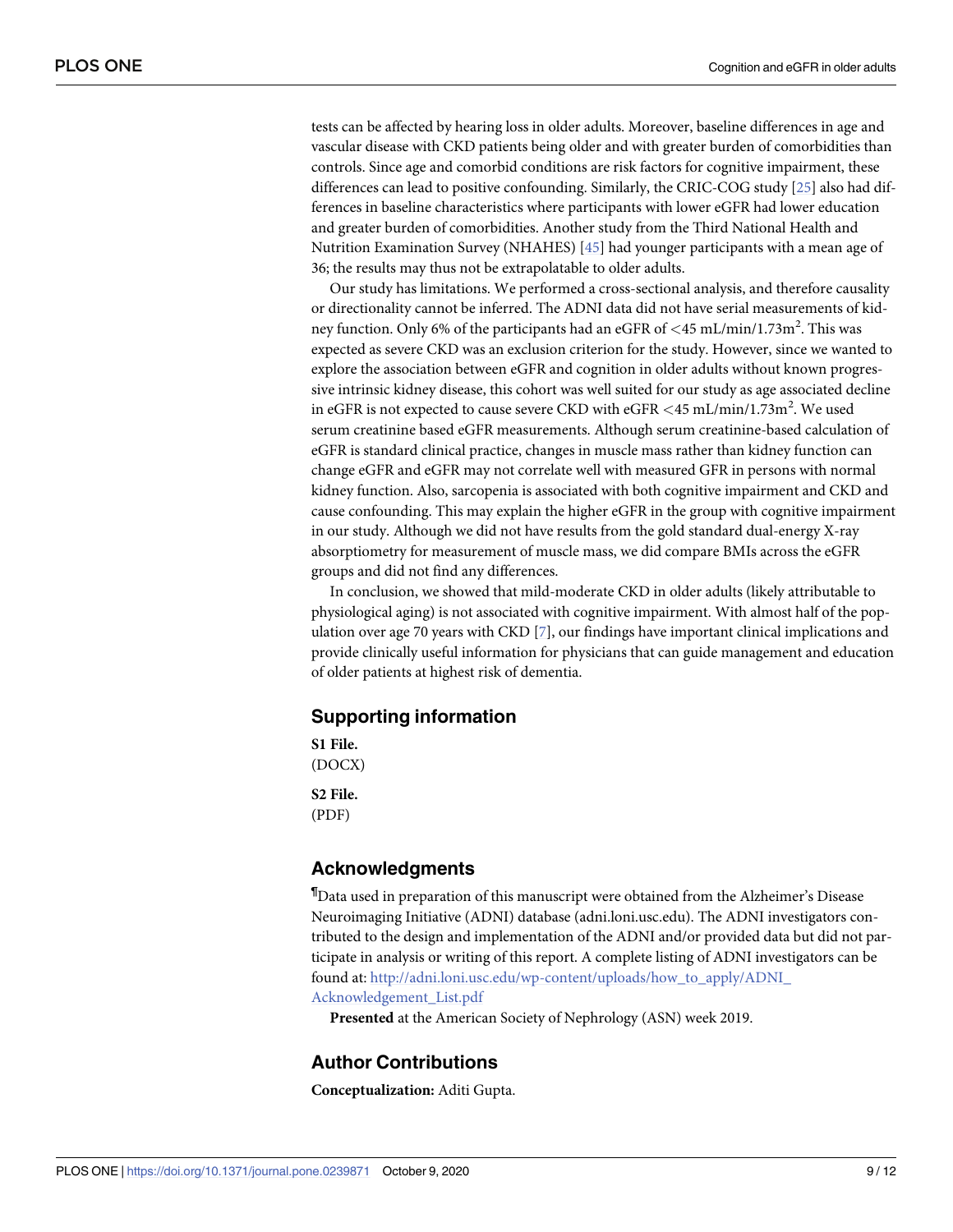tests can be affected by hearing loss in older adults. Moreover, baseline differences in age and vascular disease with CKD patients being older and with greater burden of comorbidities than controls. Since age and comorbid conditions are risk factors for cognitive impairment, these differences can lead to positive confounding. Similarly, the CRIC-COG study [25] also had differences in baseline characteristics where participants with lower eGFR had lower education and greater burden of comorbidities. Another study from the Third National Health and Nutrition Examination Survey (NHAHES) [45] had younger participants with a mean age of 36; the results may thus not be extrapolatable to older adults.

Our study has limitations. We performed a cross-sectional analysis, and therefore causality or directionality cannot be inferred. The ADNI data did not have serial measurements of kidney function. Only 6% of the participants had an eGFR of <45 mL/min/1.73m$^2$. This was expected as severe CKD was an exclusion criterion for the study. However, since we wanted to explore the association between eGFR and cognition in older adults without known progressive intrinsic kidney disease, this cohort was well suited for our study as age associated decline in eGFR is not expected to cause severe CKD with eGFR <45 mL/min/1.73m$^2$. We used serum creatinine based eGFR measurements. Although serum creatinine-based calculation of eGFR is standard clinical practice, changes in muscle mass rather than kidney function can change eGFR and eGFR may not correlate well with measured GFR in persons with normal kidney function. Also, sarcopenia is associated with both cognitive impairment and CKD and cause confounding. This may explain the higher eGFR in the group with cognitive impairment in our study. Although we did not have results from the gold standard dual-energy X-ray absorptiometry for measurement of muscle mass, we did compare BMIs across the eGFR groups and did not find any differences.

In conclusion, we showed that mild-moderate CKD in older adults (likely attributable to physiological aging) is not associated with cognitive impairment. With almost half of the population over age 70 years with CKD [7], our findings have important clinical implications and provide clinically useful information for physicians that can guide management and education of older patients at highest risk of dementia.

## Supporting information

**S1 File.**
(DOCX)

**S2 File.**
(PDF)

## Acknowledgments

¶Data used in preparation of this manuscript were obtained from the Alzheimer's Disease Neuroimaging Initiative (ADNI) database (adni.loni.usc.edu). The ADNI investigators contributed to the design and implementation of the ADNI and/or provided data but did not participate in analysis or writing of this report. A complete listing of ADNI investigators can be found at: http://adni.loni.usc.edu/wp-content/uploads/how_to_apply/ADNI_Acknowledgement_List.pdf

**Presented** at the American Society of Nephrology (ASN) week 2019.

## Author Contributions

**Conceptualization:** Aditi Gupta.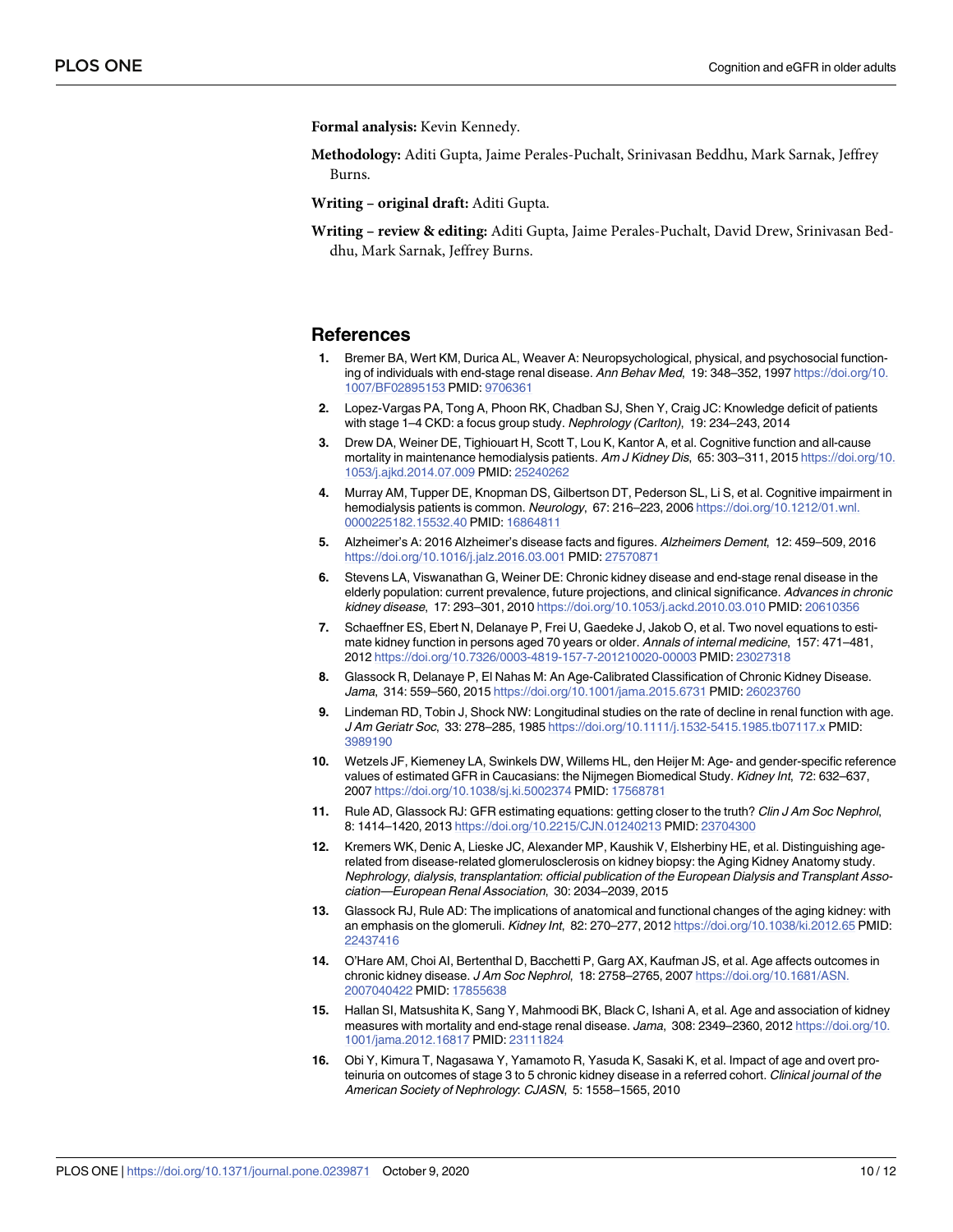**Formal analysis:** Kevin Kennedy.

**Methodology:** Aditi Gupta, Jaime Perales-Puchalt, Srinivasan Beddhu, Mark Sarnak, Jeffrey Burns.

**Writing – original draft:** Aditi Gupta.

**Writing – review & editing:** Aditi Gupta, Jaime Perales-Puchalt, David Drew, Srinivasan Beddhu, Mark Sarnak, Jeffrey Burns.

## References

1. Bremer BA, Wert KM, Durica AL, Weaver A: Neuropsychological, physical, and psychosocial functioning of individuals with end-stage renal disease. *Ann Behav Med*, 19: 348–352, 1997 https://doi.org/10.1007/BF02895153 PMID: 9706361
2. Lopez-Vargas PA, Tong A, Phoon RK, Chadban SJ, Shen Y, Craig JC: Knowledge deficit of patients with stage 1–4 CKD: a focus group study. *Nephrology (Carlton)*, 19: 234–243, 2014
3. Drew DA, Weiner DE, Tighiouart H, Scott T, Lou K, Kantor A, et al. Cognitive function and all-cause mortality in maintenance hemodialysis patients. *Am J Kidney Dis*, 65: 303–311, 2015 https://doi.org/10.1053/j.ajkd.2014.07.009 PMID: 25240262
4. Murray AM, Tupper DE, Knopman DS, Gilbertson DT, Pederson SL, Li S, et al. Cognitive impairment in hemodialysis patients is common. *Neurology*, 67: 216–223, 2006 https://doi.org/10.1212/01.wnl.0000225182.15532.40 PMID: 16864811
5. Alzheimer's A: 2016 Alzheimer's disease facts and figures. *Alzheimers Dement*, 12: 459–509, 2016 https://doi.org/10.1016/j.jalz.2016.03.001 PMID: 27570871
6. Stevens LA, Viswanathan G, Weiner DE: Chronic kidney disease and end-stage renal disease in the elderly population: current prevalence, future projections, and clinical significance. *Advances in chronic kidney disease*, 17: 293–301, 2010 https://doi.org/10.1053/j.ackd.2010.03.010 PMID: 20610356
7. Schaeffner ES, Ebert N, Delanaye P, Frei U, Gaedeke J, Jakob O, et al. Two novel equations to estimate kidney function in persons aged 70 years or older. *Annals of internal medicine*, 157: 471–481, 2012 https://doi.org/10.7326/0003-4819-157-7-201210020-00003 PMID: 23027318
8. Glassock R, Delanaye P, El Nahas M: An Age-Calibrated Classification of Chronic Kidney Disease. *Jama*, 314: 559–560, 2015 https://doi.org/10.1001/jama.2015.6731 PMID: 26023760
9. Lindeman RD, Tobin J, Shock NW: Longitudinal studies on the rate of decline in renal function with age. *J Am Geriatr Soc*, 33: 278–285, 1985 https://doi.org/10.1111/j.1532-5415.1985.tb07117.x PMID: 3989190
10. Wetzels JF, Kiemeney LA, Swinkels DW, Willems HL, den Heijer M: Age- and gender-specific reference values of estimated GFR in Caucasians: the Nijmegen Biomedical Study. *Kidney Int*, 72: 632–637, 2007 https://doi.org/10.1038/sj.ki.5002374 PMID: 17568781
11. Rule AD, Glassock RJ: GFR estimating equations: getting closer to the truth? *Clin J Am Soc Nephrol*, 8: 1414–1420, 2013 https://doi.org/10.2215/CJN.01240213 PMID: 23704300
12. Kremers WK, Denic A, Lieske JC, Alexander MP, Kaushik V, Elsherbiny HE, et al. Distinguishing age-related from disease-related glomerulosclerosis on kidney biopsy: the Aging Kidney Anatomy study. *Nephrology, dialysis, transplantation: official publication of the European Dialysis and Transplant Association—European Renal Association*, 30: 2034–2039, 2015
13. Glassock RJ, Rule AD: The implications of anatomical and functional changes of the aging kidney: with an emphasis on the glomeruli. *Kidney Int*, 82: 270–277, 2012 https://doi.org/10.1038/ki.2012.65 PMID: 22437416
14. O'Hare AM, Choi AI, Bertenthal D, Bacchetti P, Garg AX, Kaufman JS, et al. Age affects outcomes in chronic kidney disease. *J Am Soc Nephrol*, 18: 2758–2765, 2007 https://doi.org/10.1681/ASN.2007040422 PMID: 17855638
15. Hallan SI, Matsushita K, Sang Y, Mahmoodi BK, Black C, Ishani A, et al. Age and association of kidney measures with mortality and end-stage renal disease. *Jama*, 308: 2349–2360, 2012 https://doi.org/10.1001/jama.2012.16817 PMID: 23111824
16. Obi Y, Kimura T, Nagasawa Y, Yamamoto R, Yasuda K, Sasaki K, et al. Impact of age and overt proteinuria on outcomes of stage 3 to 5 chronic kidney disease in a referred cohort. *Clinical journal of the American Society of Nephrology: CJASN*, 5: 1558–1565, 2010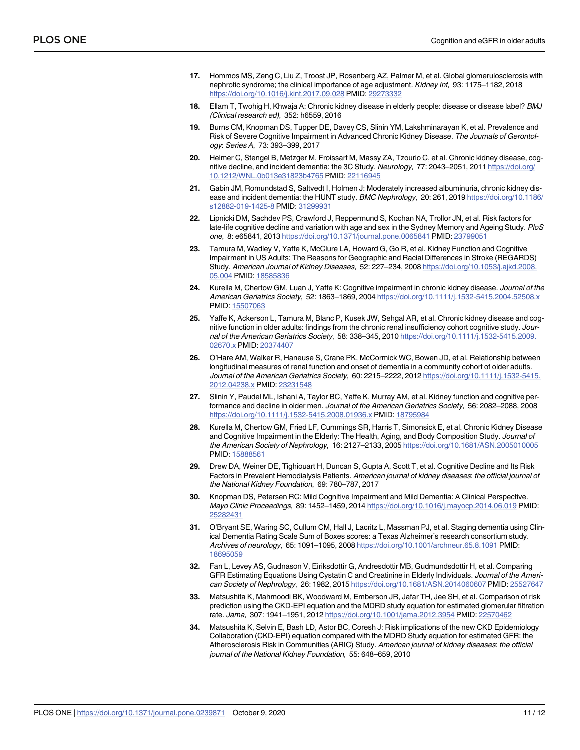17. Hommos MS, Zeng C, Liu Z, Troost JP, Rosenberg AZ, Palmer M, et al. Global glomerulosclerosis with nephrotic syndrome; the clinical importance of age adjustment. *Kidney Int*, 93: 1175–1182, 2018 https://doi.org/10.1016/j.kint.2017.09.028 PMID: 29273332

18. Ellam T, Twohig H, Khwaja A: Chronic kidney disease in elderly people: disease or disease label? *BMJ (Clinical research ed)*, 352: h6559, 2016

19. Burns CM, Knopman DS, Tupper DE, Davey CS, Slinin YM, Lakshminarayan K, et al. Prevalence and Risk of Severe Cognitive Impairment in Advanced Chronic Kidney Disease. *The Journals of Gerontology: Series A*, 73: 393–399, 2017

20. Helmer C, Stengel B, Metzger M, Froissart M, Massy ZA, Tzourio C, et al. Chronic kidney disease, cognitive decline, and incident dementia: the 3C Study. *Neurology*, 77: 2043–2051, 2011 https://doi.org/10.1212/WNL.0b013e31823b4765 PMID: 22116945

21. Gabin JM, Romundstad S, Saltvedt I, Holmen J: Moderately increased albuminuria, chronic kidney disease and incident dementia: the HUNT study. *BMC Nephrology*, 20: 261, 2019 https://doi.org/10.1186/s12882-019-1425-8 PMID: 31299931

22. Lipnicki DM, Sachdev PS, Crawford J, Reppermund S, Kochan NA, Trollor JN, et al. Risk factors for late-life cognitive decline and variation with age and sex in the Sydney Memory and Ageing Study. *PloS one*, 8: e65841, 2013 https://doi.org/10.1371/journal.pone.0065841 PMID: 23799051

23. Tamura M, Wadley V, Yaffe K, McClure LA, Howard G, Go R, et al. Kidney Function and Cognitive Impairment in US Adults: The Reasons for Geographic and Racial Differences in Stroke (REGARDS) Study. *American Journal of Kidney Diseases*, 52: 227–234, 2008 https://doi.org/10.1053/j.ajkd.2008.05.004 PMID: 18585836

24. Kurella M, Chertow GM, Luan J, Yaffe K: Cognitive impairment in chronic kidney disease. *Journal of the American Geriatrics Society*, 52: 1863–1869, 2004 https://doi.org/10.1111/j.1532-5415.2004.52508.x PMID: 15507063

25. Yaffe K, Ackerson L, Tamura M, Blanc P, Kusek JW, Sehgal AR, et al. Chronic kidney disease and cognitive function in older adults: findings from the chronic renal insufficiency cohort cognitive study. *Journal of the American Geriatrics Society*, 58: 338–345, 2010 https://doi.org/10.1111/j.1532-5415.2009.02670.x PMID: 20374407

26. O'Hare AM, Walker R, Haneuse S, Crane PK, McCormick WC, Bowen JD, et al. Relationship between longitudinal measures of renal function and onset of dementia in a community cohort of older adults. *Journal of the American Geriatrics Society*, 60: 2215–2222, 2012 https://doi.org/10.1111/j.1532-5415.2012.04238.x PMID: 23231548

27. Slinin Y, Paudel ML, Ishani A, Taylor BC, Yaffe K, Murray AM, et al. Kidney function and cognitive performance and decline in older men. *Journal of the American Geriatrics Society*, 56: 2082–2088, 2008 https://doi.org/10.1111/j.1532-5415.2008.01936.x PMID: 18795984

28. Kurella M, Chertow GM, Fried LF, Cummings SR, Harris T, Simonsick E, et al. Chronic Kidney Disease and Cognitive Impairment in the Elderly: The Health, Aging, and Body Composition Study. *Journal of the American Society of Nephrology*, 16: 2127–2133, 2005 https://doi.org/10.1681/ASN.2005010005 PMID: 15888561

29. Drew DA, Weiner DE, Tighiouart H, Duncan S, Gupta A, Scott T, et al. Cognitive Decline and Its Risk Factors in Prevalent Hemodialysis Patients. *American journal of kidney diseases: the official journal of the National Kidney Foundation*, 69: 780–787, 2017

30. Knopman DS, Petersen RC: Mild Cognitive Impairment and Mild Dementia: A Clinical Perspective. *Mayo Clinic Proceedings*, 89: 1452–1459, 2014 https://doi.org/10.1016/j.mayocp.2014.06.019 PMID: 25282431

31. O'Bryant SE, Waring SC, Cullum CM, Hall J, Lacritz L, Massman PJ, et al. Staging dementia using Clinical Dementia Rating Scale Sum of Boxes scores: a Texas Alzheimer's research consortium study. *Archives of neurology*, 65: 1091–1095, 2008 https://doi.org/10.1001/archneur.65.8.1091 PMID: 18695059

32. Fan L, Levey AS, Gudnason V, Eiriksdottir G, Andresdottir MB, Gudmundsdottir H, et al. Comparing GFR Estimating Equations Using Cystatin C and Creatinine in Elderly Individuals. *Journal of the American Society of Nephrology*, 26: 1982, 2015 https://doi.org/10.1681/ASN.2014060607 PMID: 25527647

33. Matsushita K, Mahmoodi BK, Woodward M, Emberson JR, Jafar TH, Jee SH, et al. Comparison of risk prediction using the CKD-EPI equation and the MDRD study equation for estimated glomerular filtration rate. *Jama*, 307: 1941–1951, 2012 https://doi.org/10.1001/jama.2012.3954 PMID: 22570462

34. Matsushita K, Selvin E, Bash LD, Astor BC, Coresh J: Risk implications of the new CKD Epidemiology Collaboration (CKD-EPI) equation compared with the MDRD Study equation for estimated GFR: the Atherosclerosis Risk in Communities (ARIC) Study. *American journal of kidney diseases: the official journal of the National Kidney Foundation*, 55: 648–659, 2010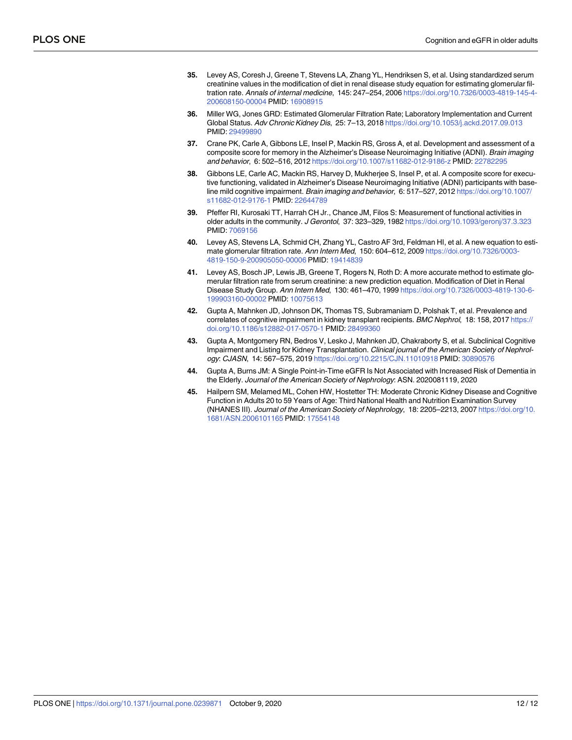35. Levey AS, Coresh J, Greene T, Stevens LA, Zhang YL, Hendriksen S, et al. Using standardized serum creatinine values in the modification of diet in renal disease study equation for estimating glomerular filtration rate. *Annals of internal medicine*, 145: 247–254, 2006 https://doi.org/10.7326/0003-4819-145-4-200608150-00004 PMID: 16908915

36. Miller WG, Jones GRD: Estimated Glomerular Filtration Rate; Laboratory Implementation and Current Global Status. *Adv Chronic Kidney Dis*, 25: 7–13, 2018 https://doi.org/10.1053/j.ackd.2017.09.013 PMID: 29499890

37. Crane PK, Carle A, Gibbons LE, Insel P, Mackin RS, Gross A, et al. Development and assessment of a composite score for memory in the Alzheimer's Disease Neuroimaging Initiative (ADNI). *Brain imaging and behavior*, 6: 502–516, 2012 https://doi.org/10.1007/s11682-012-9186-z PMID: 22782295

38. Gibbons LE, Carle AC, Mackin RS, Harvey D, Mukherjee S, Insel P, et al. A composite score for executive functioning, validated in Alzheimer's Disease Neuroimaging Initiative (ADNI) participants with baseline mild cognitive impairment. *Brain imaging and behavior*, 6: 517–527, 2012 https://doi.org/10.1007/s11682-012-9176-1 PMID: 22644789

39. Pfeffer RI, Kurosaki TT, Harrah CH Jr., Chance JM, Filos S: Measurement of functional activities in older adults in the community. *J Gerontol*, 37: 323–329, 1982 https://doi.org/10.1093/geronj/37.3.323 PMID: 7069156

40. Levey AS, Stevens LA, Schmid CH, Zhang YL, Castro AF 3rd, Feldman HI, et al. A new equation to estimate glomerular filtration rate. *Ann Intern Med*, 150: 604–612, 2009 https://doi.org/10.7326/0003-4819-150-9-200905050-00006 PMID: 19414839

41. Levey AS, Bosch JP, Lewis JB, Greene T, Rogers N, Roth D: A more accurate method to estimate glomerular filtration rate from serum creatinine: a new prediction equation. Modification of Diet in Renal Disease Study Group. *Ann Intern Med*, 130: 461–470, 1999 https://doi.org/10.7326/0003-4819-130-6-199903160-00002 PMID: 10075613

42. Gupta A, Mahnken JD, Johnson DK, Thomas TS, Subramaniam D, Polshak T, et al. Prevalence and correlates of cognitive impairment in kidney transplant recipients. *BMC Nephrol*, 18: 158, 2017 https://doi.org/10.1186/s12882-017-0570-1 PMID: 28499360

43. Gupta A, Montgomery RN, Bedros V, Lesko J, Mahnken JD, Chakraborty S, et al. Subclinical Cognitive Impairment and Listing for Kidney Transplantation. *Clinical journal of the American Society of Nephrology: CJASN*, 14: 567–575, 2019 https://doi.org/10.2215/CJN.11010918 PMID: 30890576

44. Gupta A, Burns JM: A Single Point-in-Time eGFR Is Not Associated with Increased Risk of Dementia in the Elderly. *Journal of the American Society of Nephrology*: ASN. 2020081119, 2020

45. Hailpern SM, Melamed ML, Cohen HW, Hostetter TH: Moderate Chronic Kidney Disease and Cognitive Function in Adults 20 to 59 Years of Age: Third National Health and Nutrition Examination Survey (NHANES III). *Journal of the American Society of Nephrology*, 18: 2205–2213, 2007 https://doi.org/10.1681/ASN.2006101165 PMID: 17554148